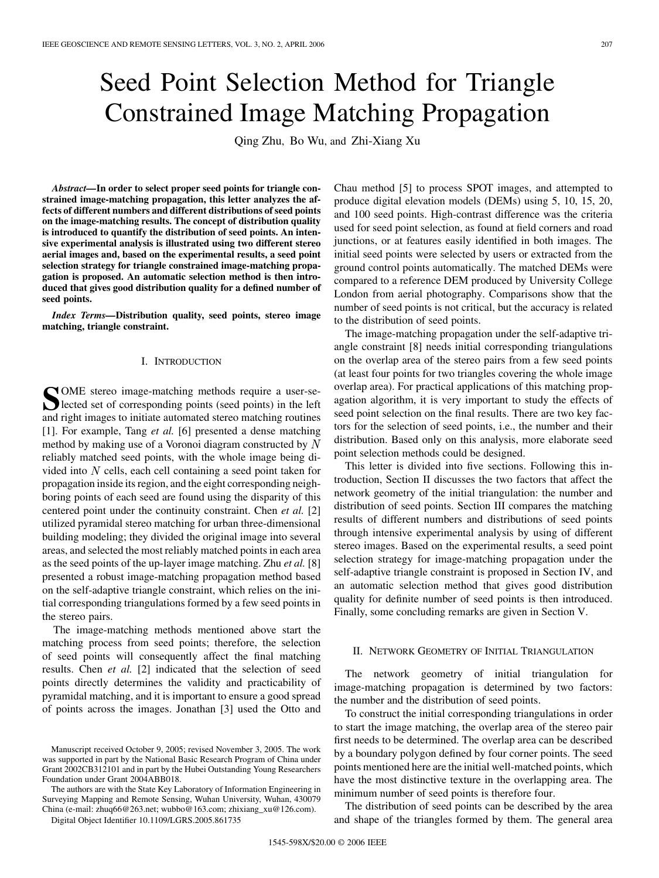# Seed Point Selection Method for Triangle Constrained Image Matching Propagation

Qing Zhu, Bo Wu, and Zhi-Xiang Xu

***Abstract*—In order to select proper seed points for triangle constrained image-matching propagation, this letter analyzes the affects of different numbers and different distributions of seed points on the image-matching results. The concept of distribution quality is introduced to quantify the distribution of seed points. An intensive experimental analysis is illustrated using two different stereo aerial images and, based on the experimental results, a seed point selection strategy for triangle constrained image-matching propagation is proposed. An automatic selection method is then introduced that gives good distribution quality for a defined number of seed points.**

***Index Terms*—Distribution quality, seed points, stereo image matching, triangle constraint.**

## I. Introduction

Some stereo image-matching methods require a user-selected set of corresponding points (seed points) in the left and right images to initiate automated stereo matching routines [1]. For example, Tang *et al.* [6] presented a dense matching method by making use of a Voronoi diagram constructed by $N$ reliably matched seed points, with the whole image being divided into $N$ cells, each cell containing a seed point taken for propagation inside its region, and the eight corresponding neighboring points of each seed are found using the disparity of this centered point under the continuity constraint. Chen *et al.* [2] utilized pyramidal stereo matching for urban three-dimensional building modeling; they divided the original image into several areas, and selected the most reliably matched points in each area as the seed points of the up-layer image matching. Zhu *et al.* [8] presented a robust image-matching propagation method based on the self-adaptive triangle constraint, which relies on the initial corresponding triangulations formed by a few seed points in the stereo pairs.

The image-matching methods mentioned above start the matching process from seed points; therefore, the selection of seed points will consequently affect the final matching results. Chen *et al.* [2] indicated that the selection of seed points directly determines the validity and practicability of pyramidal matching, and it is important to ensure a good spread of points across the images. Jonathan [3] used the Otto and Chau method [5] to process SPOT images, and attempted to produce digital elevation models (DEMs) using 5, 10, 15, 20, and 100 seed points. High-contrast difference was the criteria used for seed point selection, as found at field corners and road junctions, or at features easily identified in both images. The initial seed points were selected by users or extracted from the ground control points automatically. The matched DEMs were compared to a reference DEM produced by University College London from aerial photography. Comparisons show that the number of seed points is not critical, but the accuracy is related to the distribution of seed points.

The image-matching propagation under the self-adaptive triangle constraint [8] needs initial corresponding triangulations on the overlap area of the stereo pairs from a few seed points (at least four points for two triangles covering the whole image overlap area). For practical applications of this matching propagation algorithm, it is very important to study the effects of seed point selection on the final results. There are two key factors for the selection of seed points, i.e., the number and their distribution. Based only on this analysis, more elaborate seed point selection methods could be designed.

This letter is divided into five sections. Following this introduction, Section II discusses the two factors that affect the network geometry of the initial triangulation: the number and distribution of seed points. Section III compares the matching results of different numbers and distributions of seed points through intensive experimental analysis by using of different stereo images. Based on the experimental results, a seed point selection strategy for image-matching propagation under the self-adaptive triangle constraint is proposed in Section IV, and an automatic selection method that gives good distribution quality for definite number of seed points is then introduced. Finally, some concluding remarks are given in Section V.

## II. Network Geometry of Initial Triangulation

The network geometry of initial triangulation for image-matching propagation is determined by two factors: the number and the distribution of seed points.

To construct the initial corresponding triangulations in order to start the image matching, the overlap area of the stereo pair first needs to be determined. The overlap area can be described by a boundary polygon defined by four corner points. The seed points mentioned here are the initial well-matched points, which have the most distinctive texture in the overlapping area. The minimum number of seed points is therefore four.

The distribution of seed points can be described by the area and shape of the triangles formed by them. The general area

Manuscript received October 9, 2005; revised November 3, 2005. The work was supported in part by the National Basic Research Program of China under Grant 2002CB312101 and in part by the Hubei Outstanding Young Researchers Foundation under Grant 2004ABB018.

The authors are with the State Key Laboratory of Information Engineering in Surveying Mapping and Remote Sensing, Wuhan University, Wuhan, 430079 China (e-mail: zhuq66@263.net; wubbo@163.com; zhixiang_xu@126.com).

Digital Object Identifier 10.1109/LGRS.2005.861735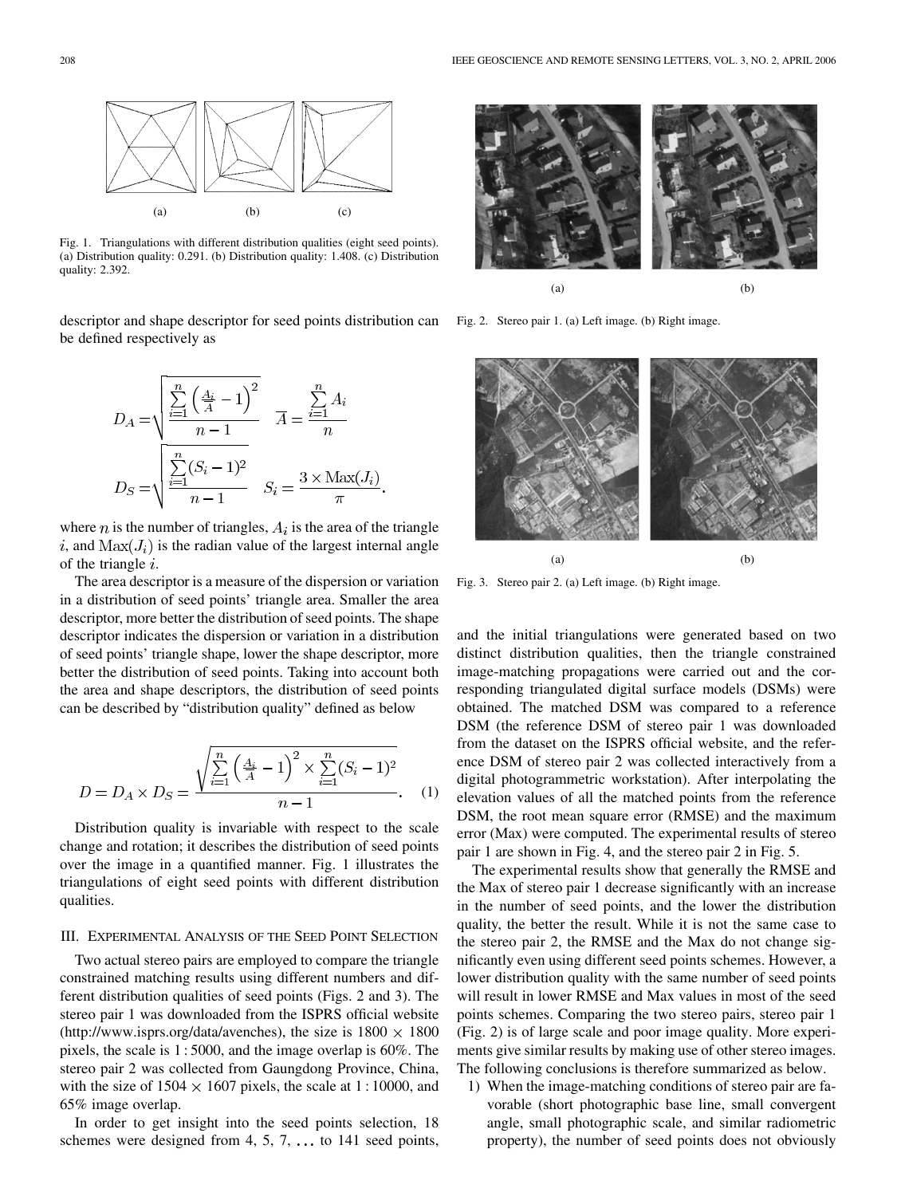(a) (b) (c)

Fig. 1. Triangulations with different distribution qualities (eight seed points). (a) Distribution quality: 0.291. (b) Distribution quality: 1.408. (c) Distribution quality: 2.392.

descriptor and shape descriptor for seed points distribution can be defined respectively as

$$D_A = \sqrt{\frac{\sum_{i=1}^{n} \left(\frac{A_i}{\overline{A}} - 1\right)^2}{n-1}} \quad \overline{A} = \frac{\sum_{i=1}^{n} A_i}{n}$$

$$D_S = \sqrt{\frac{\sum_{i=1}^{n} (S_i - 1)^2}{n-1}} \quad S_i = \frac{3 \times \mathrm{Max}(J_i)}{\pi}.$$

where $n$ is the number of triangles, $A_i$ is the area of the triangle $i$, and $\mathrm{Max}(J_i)$ is the radian value of the largest internal angle of the triangle $i$.

The area descriptor is a measure of the dispersion or variation in a distribution of seed points' triangle area. Smaller the area descriptor, more better the distribution of seed points. The shape descriptor indicates the dispersion or variation in a distribution of seed points' triangle shape, lower the shape descriptor, more better the distribution of seed points. Taking into account both the area and shape descriptors, the distribution of seed points can be described by "distribution quality" defined as below

$$D = D_A \times D_S = \frac{\sqrt{\sum_{i=1}^{n} \left(\frac{A_i}{\overline{A}} - 1\right)^2 \times \sum_{i=1}^{n} (S_i - 1)^2}}{n-1}. \quad (1)$$

Distribution quality is invariable with respect to the scale change and rotation; it describes the distribution of seed points over the image in a quantified manner. Fig. 1 illustrates the triangulations of eight seed points with different distribution qualities.

## III. Experimental Analysis of the Seed Point Selection

Two actual stereo pairs are employed to compare the triangle constrained matching results using different numbers and different distribution qualities of seed points (Figs. 2 and 3). The stereo pair 1 was downloaded from the ISPRS official website (http://www.isprs.org/data/avenches), the size is $1800 \times 1800$ pixels, the scale is $1:5000$, and the image overlap is 60%. The stereo pair 2 was collected from Gaungdong Province, China, with the size of $1504 \times 1607$ pixels, the scale at $1:10000$, and 65% image overlap.

In order to get insight into the seed points selection, 18 schemes were designed from 4, 5, 7, ... to 141 seed points, and the initial triangulations were generated based on two distinct distribution qualities, then the triangle constrained image-matching propagations were carried out and the corresponding triangulated digital surface models (DSMs) were obtained. The matched DSM was compared to a reference DSM (the reference DSM of stereo pair 1 was downloaded from the dataset on the ISPRS official website, and the reference DSM of stereo pair 2 was collected interactively from a digital photogrammetric workstation). After interpolating the elevation values of all the matched points from the reference DSM, the root mean square error (RMSE) and the maximum error (Max) were computed. The experimental results of stereo pair 1 are shown in Fig. 4, and the stereo pair 2 in Fig. 5.

(a) (b)

Fig. 2. Stereo pair 1. (a) Left image. (b) Right image.

(a) (b)

Fig. 3. Stereo pair 2. (a) Left image. (b) Right image.

The experimental results show that generally the RMSE and the Max of stereo pair 1 decrease significantly with an increase in the number of seed points, and the lower the distribution quality, the better the result. While it is not the same case to the stereo pair 2, the RMSE and the Max do not change significantly even using different seed points schemes. However, a lower distribution quality with the same number of seed points will result in lower RMSE and Max values in most of the seed points schemes. Comparing the two stereo pairs, stereo pair 1 (Fig. 2) is of large scale and poor image quality. More experiments give similar results by making use of other stereo images. The following conclusions is therefore summarized as below.

1) When the image-matching conditions of stereo pair are favorable (short photographic base line, small convergent angle, small photographic scale, and similar radiometric property), the number of seed points does not obviously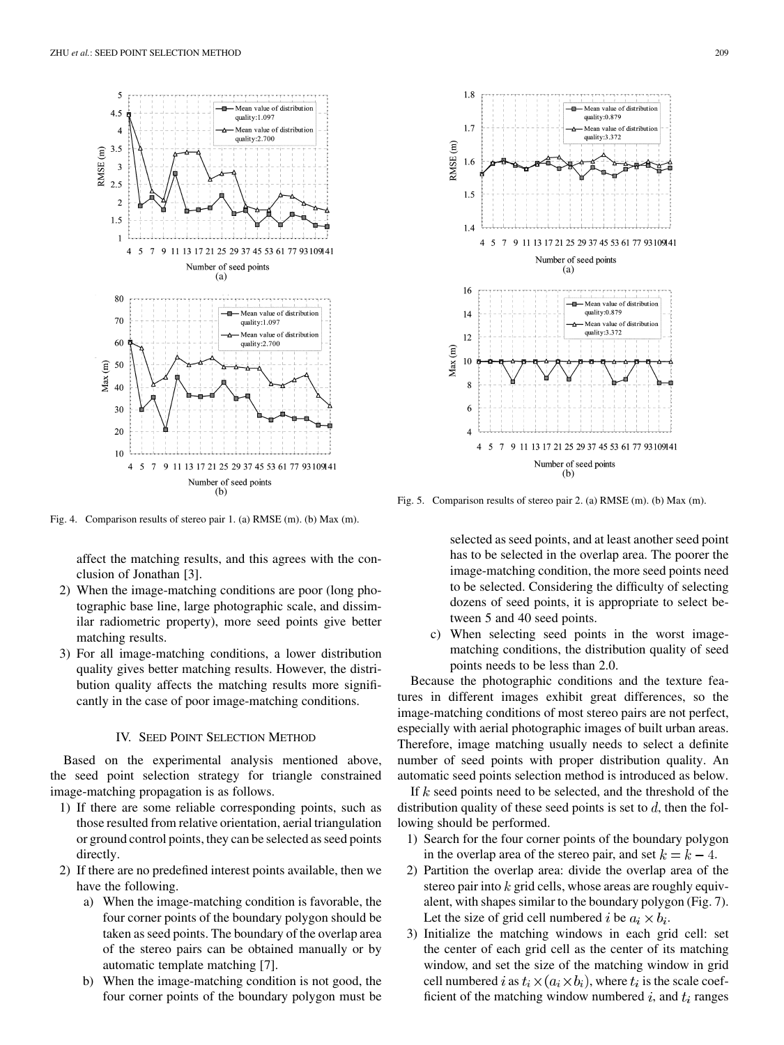Fig. 4. Comparison results of stereo pair 1. (a) RMSE (m). (b) Max (m).

Fig. 5. Comparison results of stereo pair 2. (a) RMSE (m). (b) Max (m).

affect the matching results, and this agrees with the conclusion of Jonathan [3].

2) When the image-matching conditions are poor (long photographic base line, large photographic scale, and dissimilar radiometric property), more seed points give better matching results.
3) For all image-matching conditions, a lower distribution quality gives better matching results. However, the distribution quality affects the matching results more significantly in the case of poor image-matching conditions.

## IV. Seed Point Selection Method

Based on the experimental analysis mentioned above, the seed point selection strategy for triangle constrained image-matching propagation is as follows.

1) If there are some reliable corresponding points, such as those resulted from relative orientation, aerial triangulation or ground control points, they can be selected as seed points directly.
2) If there are no predefined interest points available, then we have the following.
   a) When the image-matching condition is favorable, the four corner points of the boundary polygon should be taken as seed points. The boundary of the overlap area of the stereo pairs can be obtained manually or by automatic template matching [7].
   b) When the image-matching condition is not good, the four corner points of the boundary polygon must be selected as seed points, and at least another seed point has to be selected in the overlap area. The poorer the image-matching condition, the more seed points need to be selected. Considering the difficulty of selecting dozens of seed points, it is appropriate to select between 5 and 40 seed points.
   c) When selecting seed points in the worst image-matching conditions, the distribution quality of seed points needs to be less than 2.0.

Because the photographic conditions and the texture features in different images exhibit great differences, so the image-matching conditions of most stereo pairs are not perfect, especially with aerial photographic images of built urban areas. Therefore, image matching usually needs to select a definite number of seed points with proper distribution quality. An automatic seed points selection method is introduced as below.

If $k$ seed points need to be selected, and the threshold of the distribution quality of these seed points is set to $d$, then the following should be performed.

1) Search for the four corner points of the boundary polygon in the overlap area of the stereo pair, and set $k = k - 4$.
2) Partition the overlap area: divide the overlap area of the stereo pair into $k$ grid cells, whose areas are roughly equivalent, with shapes similar to the boundary polygon (Fig. 7). Let the size of grid cell numbered $i$ be $a_i \times b_i$.
3) Initialize the matching windows in each grid cell: set the center of each grid cell as the center of its matching window, and set the size of the matching window in grid cell numbered $i$ as $t_i \times (a_i \times b_i)$, where $t_i$ is the scale coefficient of the matching window numbered $i$, and $t_i$ ranges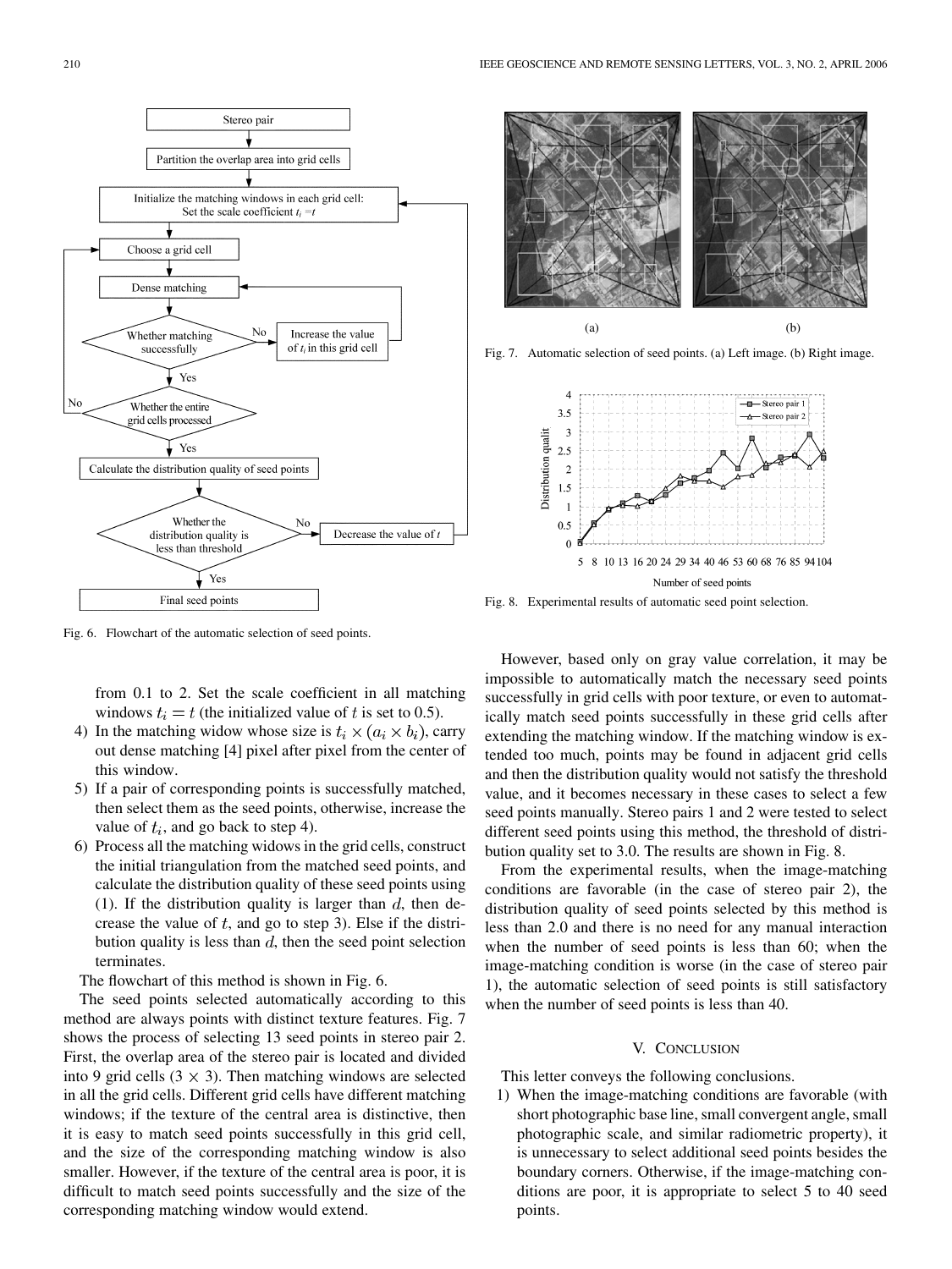Fig. 6. Flowchart of the automatic selection of seed points.

Fig. 7. Automatic selection of seed points. (a) Left image. (b) Right image.

Fig. 8. Experimental results of automatic seed point selection.

from 0.1 to 2. Set the scale coefficient in all matching windows $t_i = t$ (the initialized value of $t$ is set to 0.5).

4) In the matching widow whose size is $t_i \times (a_i \times b_i)$, carry out dense matching [4] pixel after pixel from the center of this window.
5) If a pair of corresponding points is successfully matched, then select them as the seed points, otherwise, increase the value of $t_i$, and go back to step 4).
6) Process all the matching widows in the grid cells, construct the initial triangulation from the matched seed points, and calculate the distribution quality of these seed points using (1). If the distribution quality is larger than $d$, then decrease the value of $t$, and go to step 3). Else if the distribution quality is less than $d$, then the seed point selection terminates.

The flowchart of this method is shown in Fig. 6.

The seed points selected automatically according to this method are always points with distinct texture features. Fig. 7 shows the process of selecting 13 seed points in stereo pair 2. First, the overlap area of the stereo pair is located and divided into 9 grid cells ($3 \times 3$). Then matching windows are selected in all the grid cells. Different grid cells have different matching windows; if the texture of the central area is distinctive, then it is easy to match seed points successfully in this grid cell, and the size of the corresponding matching window is also smaller. However, if the texture of the central area is poor, it is difficult to match seed points successfully and the size of the corresponding matching window would extend.

However, based only on gray value correlation, it may be impossible to automatically match the necessary seed points successfully in grid cells with poor texture, or even to automatically match seed points successfully in these grid cells after extending the matching window. If the matching window is extended too much, points may be found in adjacent grid cells and then the distribution quality would not satisfy the threshold value, and it becomes necessary in these cases to select a few seed points manually. Stereo pairs 1 and 2 were tested to select different seed points using this method, the threshold of distribution quality set to 3.0. The results are shown in Fig. 8.

From the experimental results, when the image-matching conditions are favorable (in the case of stereo pair 2), the distribution quality of seed points selected by this method is less than 2.0 and there is no need for any manual interaction when the number of seed points is less than 60; when the image-matching condition is worse (in the case of stereo pair 1), the automatic selection of seed points is still satisfactory when the number of seed points is less than 40.

## V. Conclusion

This letter conveys the following conclusions.

1) When the image-matching conditions are favorable (with short photographic base line, small convergent angle, small photographic scale, and similar radiometric property), it is unnecessary to select additional seed points besides the boundary corners. Otherwise, if the image-matching conditions are poor, it is appropriate to select 5 to 40 seed points.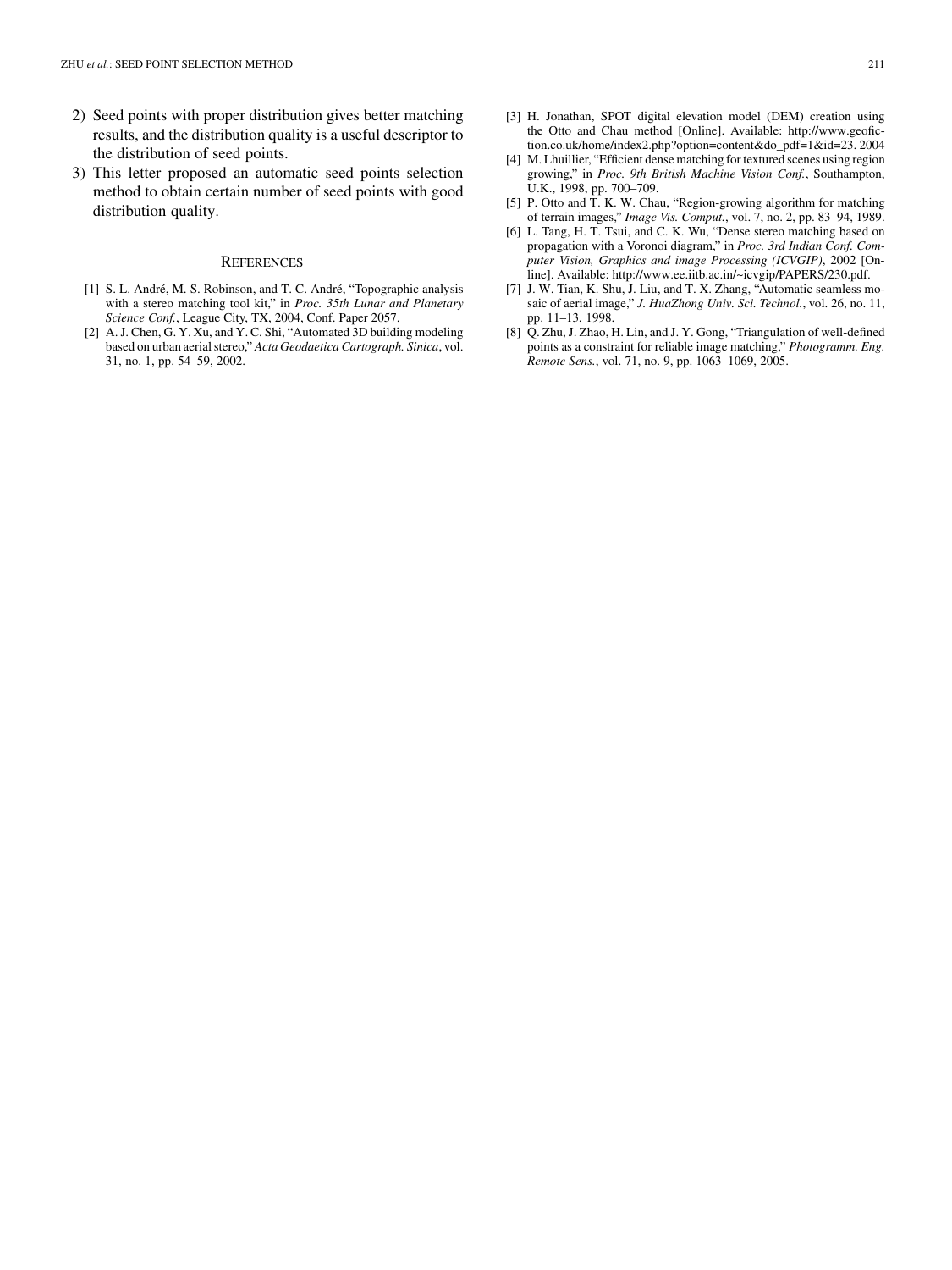2) Seed points with proper distribution gives better matching results, and the distribution quality is a useful descriptor to the distribution of seed points.
3) This letter proposed an automatic seed points selection method to obtain certain number of seed points with good distribution quality.

## REFERENCES

[1] S. L. André, M. S. Robinson, and T. C. André, "Topographic analysis with a stereo matching tool kit," in *Proc. 35th Lunar and Planetary Science Conf.*, League City, TX, 2004, Conf. Paper 2057.

[2] A. J. Chen, G. Y. Xu, and Y. C. Shi, "Automated 3D building modeling based on urban aerial stereo," *Acta Geodaetica Cartograph. Sinica*, vol. 31, no. 1, pp. 54–59, 2002.

[3] H. Jonathan, SPOT digital elevation model (DEM) creation using the Otto and Chau method [Online]. Available: http://www.geofiction.co.uk/home/index2.php?option=content&do_pdf=1&id=23. 2004

[4] M. Lhuillier, "Efficient dense matching for textured scenes using region growing," in *Proc. 9th British Machine Vision Conf.*, Southampton, U.K., 1998, pp. 700–709.

[5] P. Otto and T. K. W. Chau, "Region-growing algorithm for matching of terrain images," *Image Vis. Comput.*, vol. 7, no. 2, pp. 83–94, 1989.

[6] L. Tang, H. T. Tsui, and C. K. Wu, "Dense stereo matching based on propagation with a Voronoi diagram," in *Proc. 3rd Indian Conf. Computer Vision, Graphics and image Processing (ICVGIP)*, 2002 [Online]. Available: http://www.ee.iitb.ac.in/~icvgip/PAPERS/230.pdf.

[7] J. W. Tian, K. Shu, J. Liu, and T. X. Zhang, "Automatic seamless mosaic of aerial image," *J. HuaZhong Univ. Sci. Technol.*, vol. 26, no. 11, pp. 11–13, 1998.

[8] Q. Zhu, J. Zhao, H. Lin, and J. Y. Gong, "Triangulation of well-defined points as a constraint for reliable image matching," *Photogramm. Eng. Remote Sens.*, vol. 71, no. 9, pp. 1063–1069, 2005.